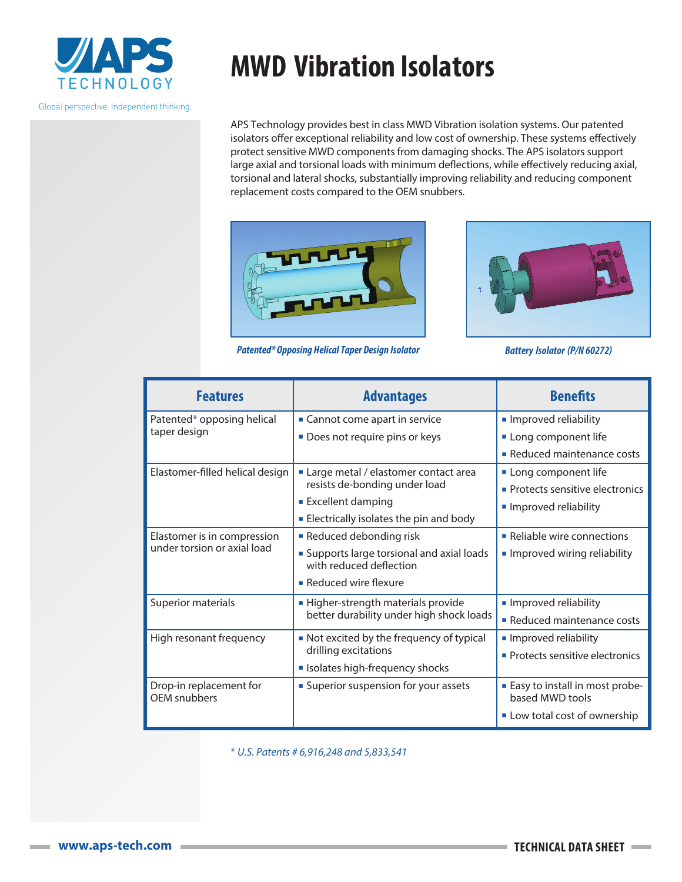# MWD Vibration Isolators

APS Technology provides best in class MWD Vibration isolation systems. Our patented isolators offer exceptional reliability and low cost of ownership. These systems effectively protect sensitive MWD components from damaging shocks. The APS isolators support large axial and torsional loads with minimum deflections, while effectively reducing axial, torsional and lateral shocks, substantially improving reliability and reducing component replacement costs compared to the OEM snubbers.

*Patented* Opposing Helical Taper Design Isolator*

*Battery Isolator (P/N 60272)*

| Features | Advantages | Benefits |
|---|---|---|
| Patented* opposing helical taper design | ▪ Cannot come apart in service<br>▪ Does not require pins or keys | ▪ Improved reliability<br>▪ Long component life<br>▪ Reduced maintenance costs |
| Elastomer-filled helical design | ▪ Large metal / elastomer contact area resists de-bonding under load<br>▪ Excellent damping<br>▪ Electrically isolates the pin and body | ▪ Long component life<br>▪ Protects sensitive electronics<br>▪ Improved reliability |
| Elastomer is in compression under torsion or axial load | ▪ Reduced debonding risk<br>▪ Supports large torsional and axial loads with reduced deflection<br>▪ Reduced wire flexure | ▪ Reliable wire connections<br>▪ Improved wiring reliability |
| Superior materials | ▪ Higher-strength materials provide better durability under high shock loads | ▪ Improved reliability<br>▪ Reduced maintenance costs |
| High resonant frequency | ▪ Not excited by the frequency of typical drilling excitations<br>▪ Isolates high-frequency shocks | ▪ Improved reliability<br>▪ Protects sensitive electronics |
| Drop-in replacement for OEM snubbers | ▪ Superior suspension for your assets | ▪ Easy to install in most probe-based MWD tools<br>▪ Low total cost of ownership |

*\* U.S. Patents # 6,916,248 and 5,833,541*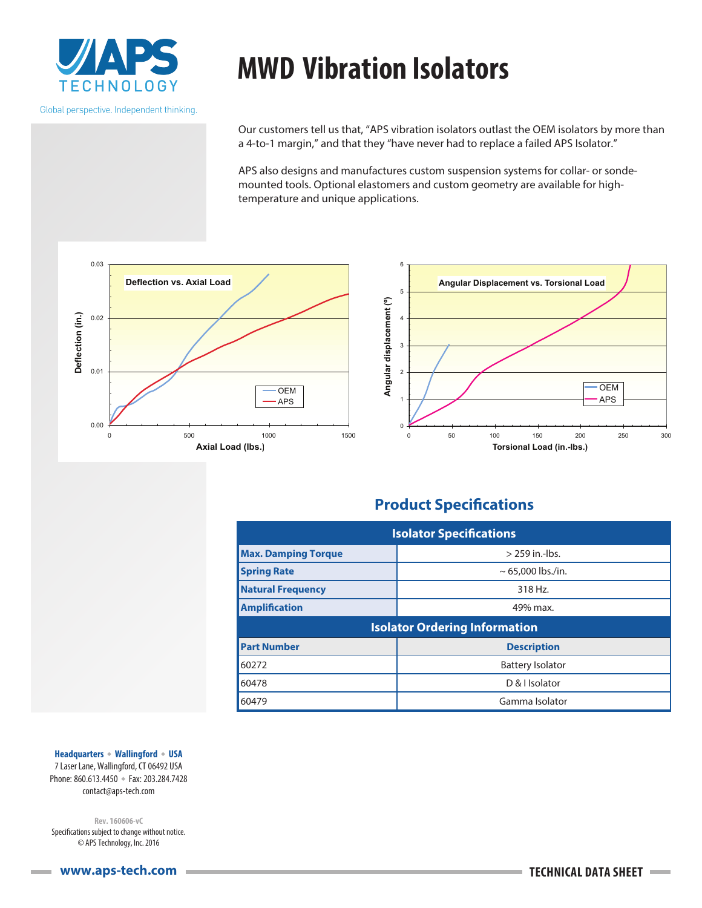# MWD Vibration Isolators

Global perspective. Independent thinking.

Our customers tell us that, "APS vibration isolators outlast the OEM isolators by more than a 4-to-1 margin," and that they "have never had to replace a failed APS Isolator."

APS also designs and manufactures custom suspension systems for collar- or sonde-mounted tools. Optional elastomers and custom geometry are available for high-temperature and unique applications.

Deflection vs. Axial Load

Deflection (in.)

0.03
0.02
0.01
0.00

0
500
1000
1500

Axial Load (lbs.)

OEM
APS

Angular Displacement vs. Torsional Load

Angular displacement (°)

6
5
4
3
2
1
0

0
50
100
150
200
250
300

Torsional Load (in.-lbs.)

OEM
APS

## Product Specifications

| Isolator Specifications | |
|---|---|
| **Max. Damping Torque** | > 259 in.-lbs. |
| **Spring Rate** | ~ 65,000 lbs./in. |
| **Natural Frequency** | 318 Hz. |
| **Amplification** | 49% max. |

| Isolator Ordering Information | |
|---|---|
| **Part Number** | **Description** |
| 60272 | Battery Isolator |
| 60478 | D & I Isolator |
| 60479 | Gamma Isolator |

**Headquarters • Wallingford • USA**
7 Laser Lane, Wallingford, CT 06492 USA
Phone: 860.613.4450 • Fax: 203.284.7428
contact@aps-tech.com

Rev. 160606-vC
Specifications subject to change without notice.
© APS Technology, Inc. 2016

www.aps-tech.com

TECHNICAL DATA SHEET